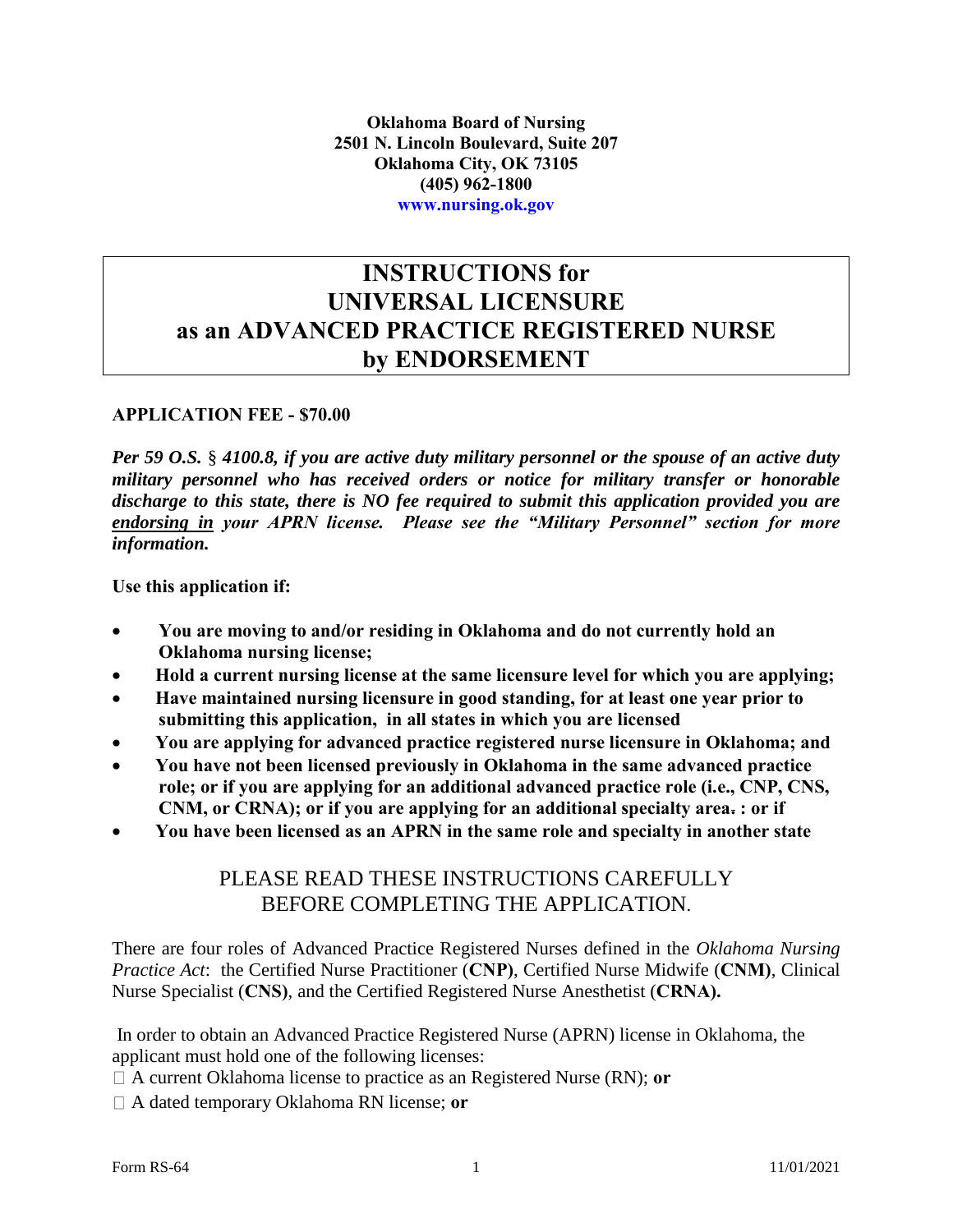**Oklahoma Board of Nursing**
**2501 N. Lincoln Boulevard, Suite 207**
**Oklahoma City, OK 73105**
**(405) 962-1800**
**www.nursing.ok.gov**

# INSTRUCTIONS for UNIVERSAL LICENSURE as an ADVANCED PRACTICE REGISTERED NURSE by ENDORSEMENT

**APPLICATION FEE - $70.00**

***Per 59 O.S. § 4100.8, if you are active duty military personnel or the spouse of an active duty military personnel who has received orders or notice for military transfer or honorable discharge to this state, there is NO fee required to submit this application provided you are endorsing in your APRN license. Please see the "Military Personnel" section for more information.***

**Use this application if:**

- **You are moving to and/or residing in Oklahoma and do not currently hold an Oklahoma nursing license;**
- **Hold a current nursing license at the same licensure level for which you are applying;**
- **Have maintained nursing licensure in good standing, for at least one year prior to submitting this application, in all states in which you are licensed**
- **You are applying for advanced practice registered nurse licensure in Oklahoma; and**
- **You have not been licensed previously in Oklahoma in the same advanced practice role; or if you are applying for an additional advanced practice role (i.e., CNP, CNS, CNM, or CRNA); or if you are applying for an additional specialty area. : or if**
- **You have been licensed as an APRN in the same role and specialty in another state**

PLEASE READ THESE INSTRUCTIONS CAREFULLY BEFORE COMPLETING THE APPLICATION.

There are four roles of Advanced Practice Registered Nurses defined in the *Oklahoma Nursing Practice Act*: the Certified Nurse Practitioner (**CNP**), Certified Nurse Midwife (**CNM**), Clinical Nurse Specialist (**CNS**), and the Certified Registered Nurse Anesthetist (**CRNA**).

In order to obtain an Advanced Practice Registered Nurse (APRN) license in Oklahoma, the applicant must hold one of the following licenses:

- A current Oklahoma license to practice as an Registered Nurse (RN); **or**
- A dated temporary Oklahoma RN license; **or**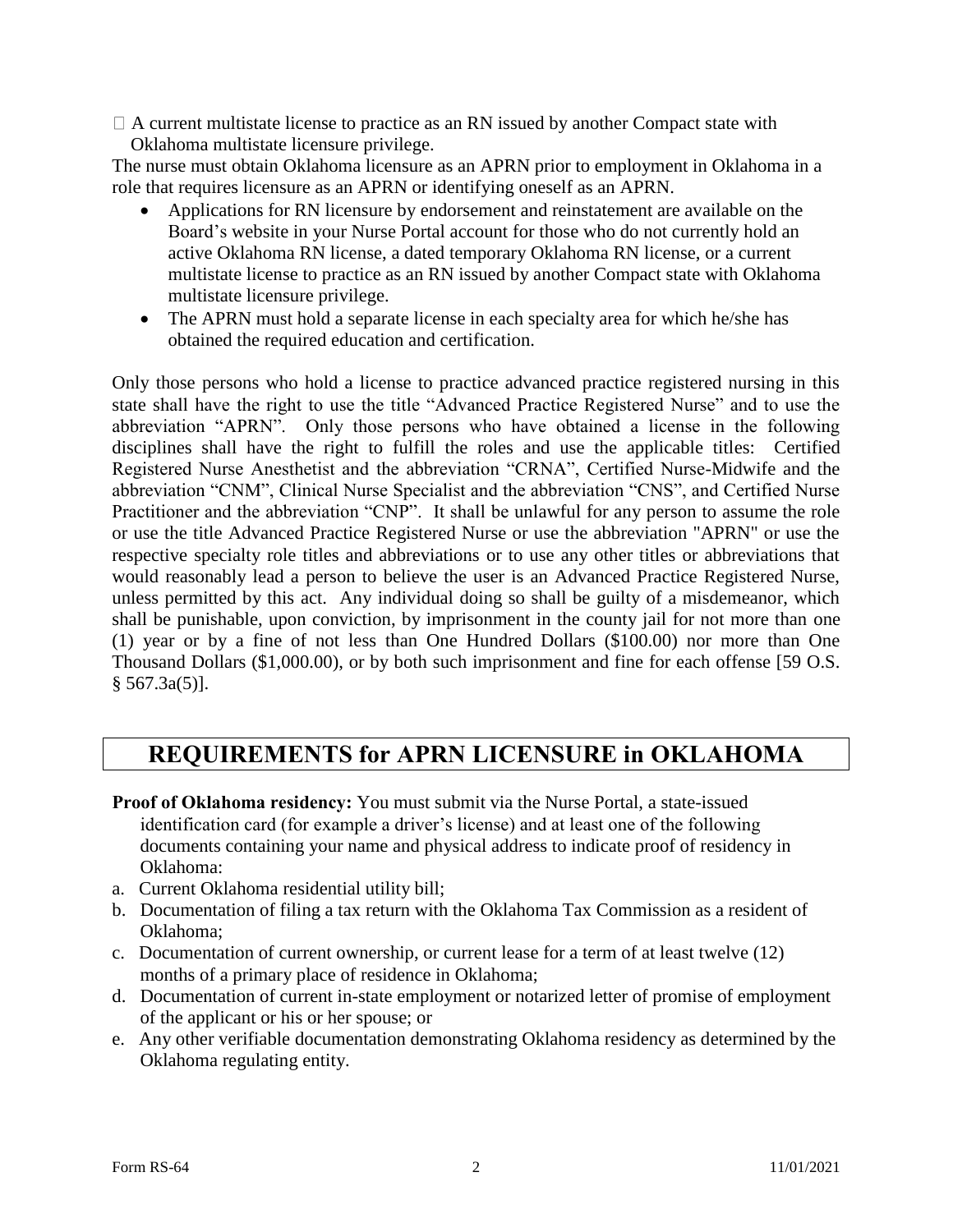- A current multistate license to practice as an RN issued by another Compact state with Oklahoma multistate licensure privilege.

The nurse must obtain Oklahoma licensure as an APRN prior to employment in Oklahoma in a role that requires licensure as an APRN or identifying oneself as an APRN.

- Applications for RN licensure by endorsement and reinstatement are available on the Board's website in your Nurse Portal account for those who do not currently hold an active Oklahoma RN license, a dated temporary Oklahoma RN license, or a current multistate license to practice as an RN issued by another Compact state with Oklahoma multistate licensure privilege.
- The APRN must hold a separate license in each specialty area for which he/she has obtained the required education and certification.

Only those persons who hold a license to practice advanced practice registered nursing in this state shall have the right to use the title "Advanced Practice Registered Nurse" and to use the abbreviation "APRN". Only those persons who have obtained a license in the following disciplines shall have the right to fulfill the roles and use the applicable titles: Certified Registered Nurse Anesthetist and the abbreviation "CRNA", Certified Nurse-Midwife and the abbreviation "CNM", Clinical Nurse Specialist and the abbreviation "CNS", and Certified Nurse Practitioner and the abbreviation "CNP". It shall be unlawful for any person to assume the role or use the title Advanced Practice Registered Nurse or use the abbreviation "APRN" or use the respective specialty role titles and abbreviations or to use any other titles or abbreviations that would reasonably lead a person to believe the user is an Advanced Practice Registered Nurse, unless permitted by this act. Any individual doing so shall be guilty of a misdemeanor, which shall be punishable, upon conviction, by imprisonment in the county jail for not more than one (1) year or by a fine of not less than One Hundred Dollars ($100.00) nor more than One Thousand Dollars ($1,000.00), or by both such imprisonment and fine for each offense [59 O.S. § 567.3a(5)].

## REQUIREMENTS for APRN LICENSURE in OKLAHOMA

**Proof of Oklahoma residency:** You must submit via the Nurse Portal, a state-issued identification card (for example a driver's license) and at least one of the following documents containing your name and physical address to indicate proof of residency in Oklahoma:

a. Current Oklahoma residential utility bill;
b. Documentation of filing a tax return with the Oklahoma Tax Commission as a resident of Oklahoma;
c. Documentation of current ownership, or current lease for a term of at least twelve (12) months of a primary place of residence in Oklahoma;
d. Documentation of current in-state employment or notarized letter of promise of employment of the applicant or his or her spouse; or
e. Any other verifiable documentation demonstrating Oklahoma residency as determined by the Oklahoma regulating entity.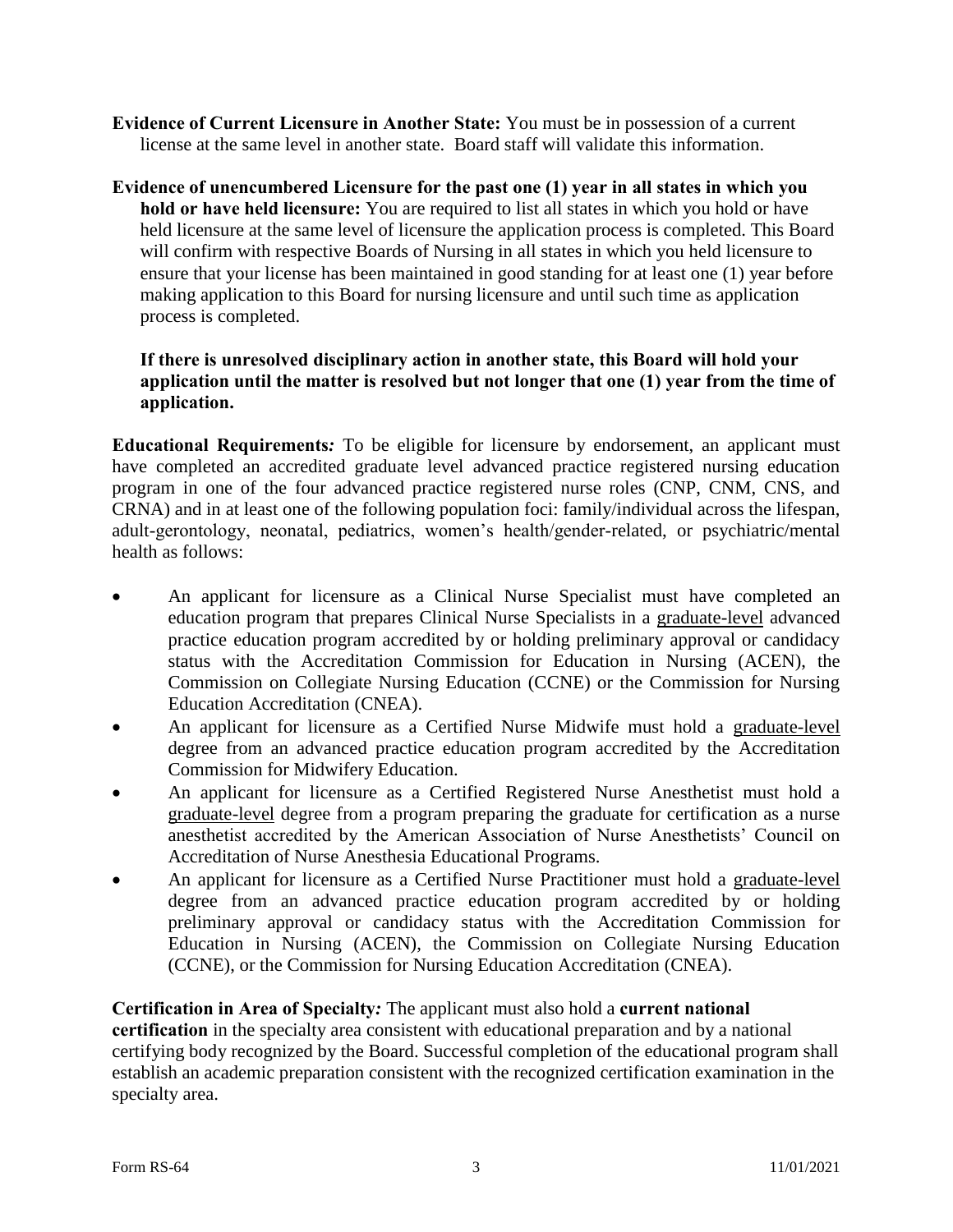**Evidence of Current Licensure in Another State:** You must be in possession of a current license at the same level in another state. Board staff will validate this information.

**Evidence of unencumbered Licensure for the past one (1) year in all states in which you hold or have held licensure:** You are required to list all states in which you hold or have held licensure at the same level of licensure the application process is completed. This Board will confirm with respective Boards of Nursing in all states in which you held licensure to ensure that your license has been maintained in good standing for at least one (1) year before making application to this Board for nursing licensure and until such time as application process is completed.

**If there is unresolved disciplinary action in another state, this Board will hold your application until the matter is resolved but not longer that one (1) year from the time of application.**

**Educational Requirements***:* To be eligible for licensure by endorsement, an applicant must have completed an accredited graduate level advanced practice registered nursing education program in one of the four advanced practice registered nurse roles (CNP, CNM, CNS, and CRNA) and in at least one of the following population foci: family/individual across the lifespan, adult-gerontology, neonatal, pediatrics, women's health/gender-related, or psychiatric/mental health as follows:

- An applicant for licensure as a Clinical Nurse Specialist must have completed an education program that prepares Clinical Nurse Specialists in a graduate-level advanced practice education program accredited by or holding preliminary approval or candidacy status with the Accreditation Commission for Education in Nursing (ACEN), the Commission on Collegiate Nursing Education (CCNE) or the Commission for Nursing Education Accreditation (CNEA).
- An applicant for licensure as a Certified Nurse Midwife must hold a graduate-level degree from an advanced practice education program accredited by the Accreditation Commission for Midwifery Education.
- An applicant for licensure as a Certified Registered Nurse Anesthetist must hold a graduate-level degree from a program preparing the graduate for certification as a nurse anesthetist accredited by the American Association of Nurse Anesthetists' Council on Accreditation of Nurse Anesthesia Educational Programs.
- An applicant for licensure as a Certified Nurse Practitioner must hold a graduate-level degree from an advanced practice education program accredited by or holding preliminary approval or candidacy status with the Accreditation Commission for Education in Nursing (ACEN), the Commission on Collegiate Nursing Education (CCNE), or the Commission for Nursing Education Accreditation (CNEA).

**Certification in Area of Specialty***:* The applicant must also hold a **current national certification** in the specialty area consistent with educational preparation and by a national certifying body recognized by the Board. Successful completion of the educational program shall establish an academic preparation consistent with the recognized certification examination in the specialty area.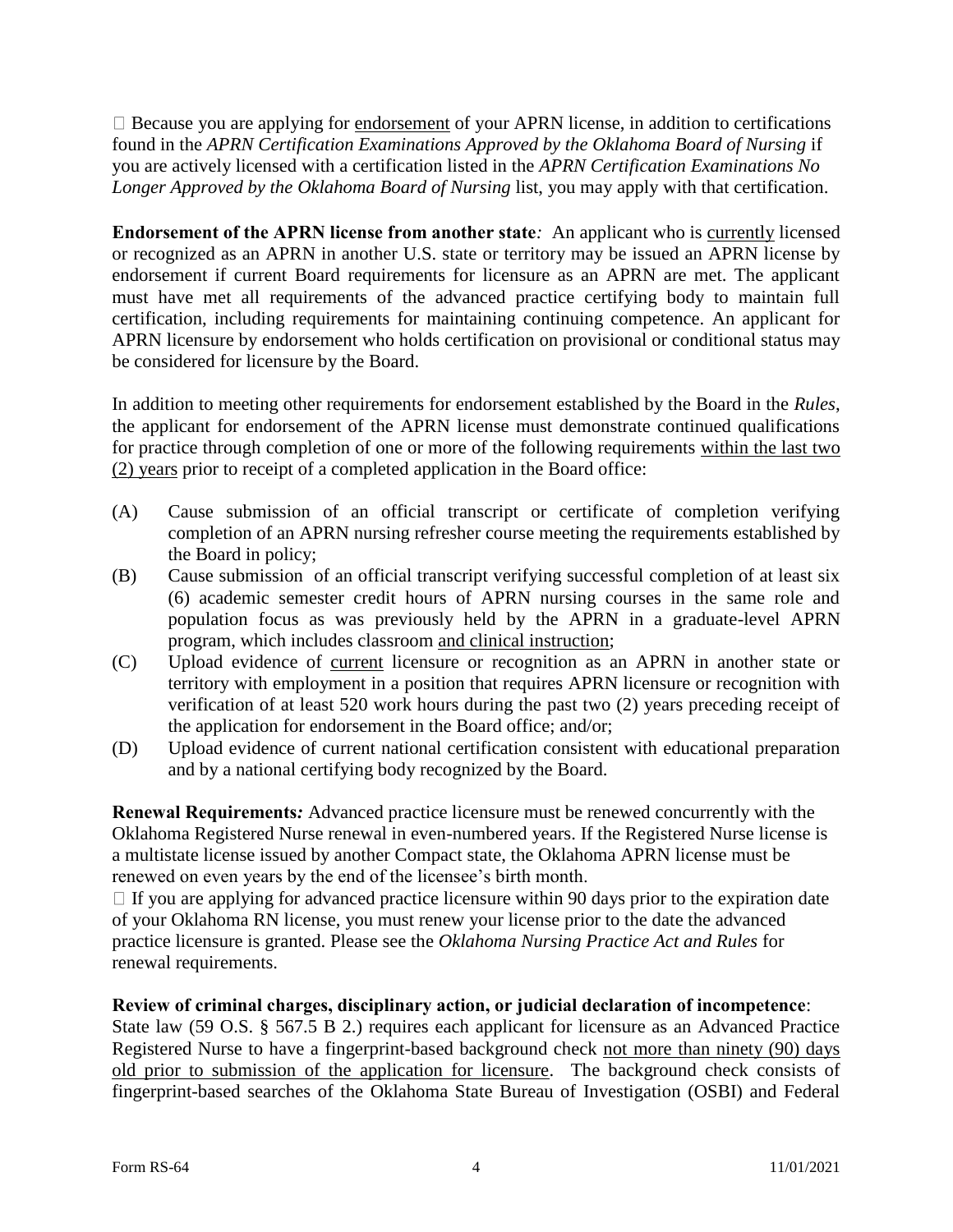Because you are applying for <u>endorsement</u> of your APRN license, in addition to certifications found in the *APRN Certification Examinations Approved by the Oklahoma Board of Nursing* if you are actively licensed with a certification listed in the *APRN Certification Examinations No Longer Approved by the Oklahoma Board of Nursing* list, you may apply with that certification.

**Endorsement of the APRN license from another state***:* An applicant who is <u>currently</u> licensed or recognized as an APRN in another U.S. state or territory may be issued an APRN license by endorsement if current Board requirements for licensure as an APRN are met. The applicant must have met all requirements of the advanced practice certifying body to maintain full certification, including requirements for maintaining continuing competence. An applicant for APRN licensure by endorsement who holds certification on provisional or conditional status may be considered for licensure by the Board.

In addition to meeting other requirements for endorsement established by the Board in the *Rules*, the applicant for endorsement of the APRN license must demonstrate continued qualifications for practice through completion of one or more of the following requirements <u>within the last two (2) years</u> prior to receipt of a completed application in the Board office:

(A) Cause submission of an official transcript or certificate of completion verifying completion of an APRN nursing refresher course meeting the requirements established by the Board in policy;

(B) Cause submission of an official transcript verifying successful completion of at least six (6) academic semester credit hours of APRN nursing courses in the same role and population focus as was previously held by the APRN in a graduate-level APRN program, which includes classroom <u>and clinical instruction</u>;

(C) Upload evidence of <u>current</u> licensure or recognition as an APRN in another state or territory with employment in a position that requires APRN licensure or recognition with verification of at least 520 work hours during the past two (2) years preceding receipt of the application for endorsement in the Board office; and/or;

(D) Upload evidence of current national certification consistent with educational preparation and by a national certifying body recognized by the Board.

**Renewal Requirements***:* Advanced practice licensure must be renewed concurrently with the Oklahoma Registered Nurse renewal in even-numbered years. If the Registered Nurse license is a multistate license issued by another Compact state, the Oklahoma APRN license must be renewed on even years by the end of the licensee's birth month.

 If you are applying for advanced practice licensure within 90 days prior to the expiration date of your Oklahoma RN license, you must renew your license prior to the date the advanced practice licensure is granted. Please see the *Oklahoma Nursing Practice Act and Rules* for renewal requirements.

**Review of criminal charges, disciplinary action, or judicial declaration of incompetence**:
State law (59 O.S. § 567.5 B 2.) requires each applicant for licensure as an Advanced Practice Registered Nurse to have a fingerprint-based background check <u>not more than ninety (90) days old prior to submission of the application for licensure</u>. The background check consists of fingerprint-based searches of the Oklahoma State Bureau of Investigation (OSBI) and Federal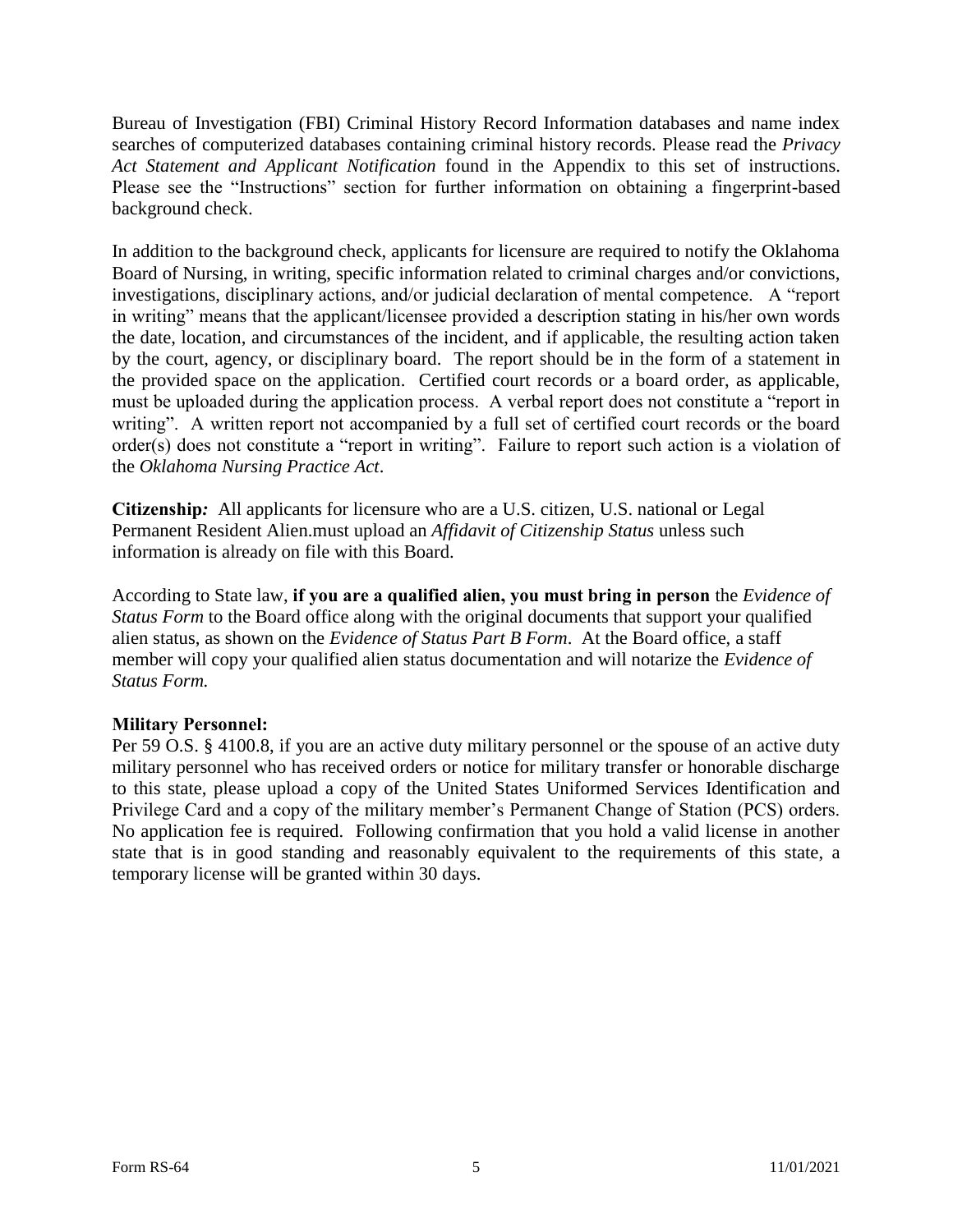Bureau of Investigation (FBI) Criminal History Record Information databases and name index searches of computerized databases containing criminal history records. Please read the *Privacy Act Statement and Applicant Notification* found in the Appendix to this set of instructions. Please see the "Instructions" section for further information on obtaining a fingerprint-based background check.

In addition to the background check, applicants for licensure are required to notify the Oklahoma Board of Nursing, in writing, specific information related to criminal charges and/or convictions, investigations, disciplinary actions, and/or judicial declaration of mental competence. A "report in writing" means that the applicant/licensee provided a description stating in his/her own words the date, location, and circumstances of the incident, and if applicable, the resulting action taken by the court, agency, or disciplinary board. The report should be in the form of a statement in the provided space on the application. Certified court records or a board order, as applicable, must be uploaded during the application process. A verbal report does not constitute a "report in writing". A written report not accompanied by a full set of certified court records or the board order(s) does not constitute a "report in writing". Failure to report such action is a violation of the *Oklahoma Nursing Practice Act*.

**Citizenship*:*** All applicants for licensure who are a U.S. citizen, U.S. national or Legal Permanent Resident Alien.must upload an *Affidavit of Citizenship Status* unless such information is already on file with this Board.

According to State law, **if you are a qualified alien, you must bring in person** the *Evidence of Status Form* to the Board office along with the original documents that support your qualified alien status, as shown on the *Evidence of Status Part B Form*. At the Board office, a staff member will copy your qualified alien status documentation and will notarize the *Evidence of Status Form.*

**Military Personnel:**

Per 59 O.S. § 4100.8, if you are an active duty military personnel or the spouse of an active duty military personnel who has received orders or notice for military transfer or honorable discharge to this state, please upload a copy of the United States Uniformed Services Identification and Privilege Card and a copy of the military member's Permanent Change of Station (PCS) orders. No application fee is required. Following confirmation that you hold a valid license in another state that is in good standing and reasonably equivalent to the requirements of this state, a temporary license will be granted within 30 days.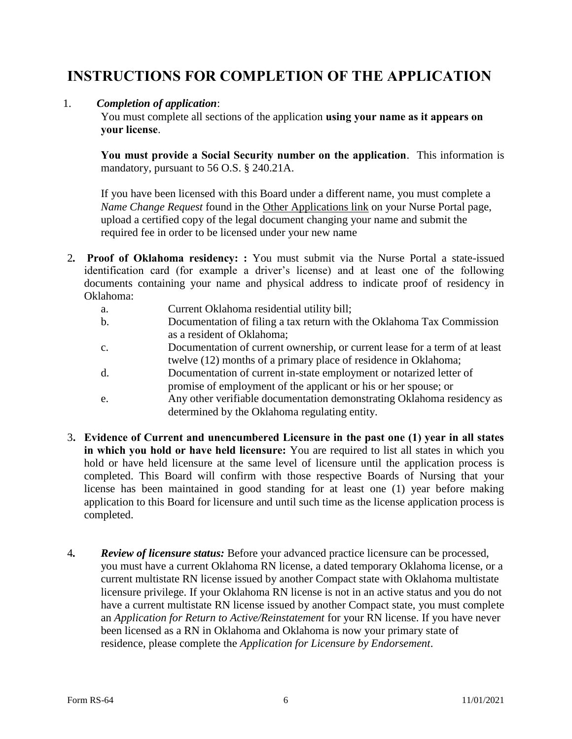# INSTRUCTIONS FOR COMPLETION OF THE APPLICATION

1. ***Completion of application***:

   You must complete all sections of the application **using your name as it appears on your license**.

   **You must provide a Social Security number on the application**. This information is mandatory, pursuant to 56 O.S. § 240.21A.

   If you have been licensed with this Board under a different name, you must complete a *Name Change Request* found in the Other Applications link on your Nurse Portal page, upload a certified copy of the legal document changing your name and submit the required fee in order to be licensed under your new name

2. **Proof of Oklahoma residency: :** You must submit via the Nurse Portal a state-issued identification card (for example a driver's license) and at least one of the following documents containing your name and physical address to indicate proof of residency in Oklahoma:

   a. Current Oklahoma residential utility bill;
   b. Documentation of filing a tax return with the Oklahoma Tax Commission as a resident of Oklahoma;
   c. Documentation of current ownership, or current lease for a term of at least twelve (12) months of a primary place of residence in Oklahoma;
   d. Documentation of current in-state employment or notarized letter of promise of employment of the applicant or his or her spouse; or
   e. Any other verifiable documentation demonstrating Oklahoma residency as determined by the Oklahoma regulating entity.

3. **Evidence of Current and unencumbered Licensure in the past one (1) year in all states in which you hold or have held licensure:** You are required to list all states in which you hold or have held licensure at the same level of licensure until the application process is completed. This Board will confirm with those respective Boards of Nursing that your license has been maintained in good standing for at least one (1) year before making application to this Board for licensure and until such time as the license application process is completed.

4. ***Review of licensure status:*** Before your advanced practice licensure can be processed, you must have a current Oklahoma RN license, a dated temporary Oklahoma license, or a current multistate RN license issued by another Compact state with Oklahoma multistate licensure privilege. If your Oklahoma RN license is not in an active status and you do not have a current multistate RN license issued by another Compact state, you must complete an *Application for Return to Active/Reinstatement* for your RN license. If you have never been licensed as a RN in Oklahoma and Oklahoma is now your primary state of residence, please complete the *Application for Licensure by Endorsement*.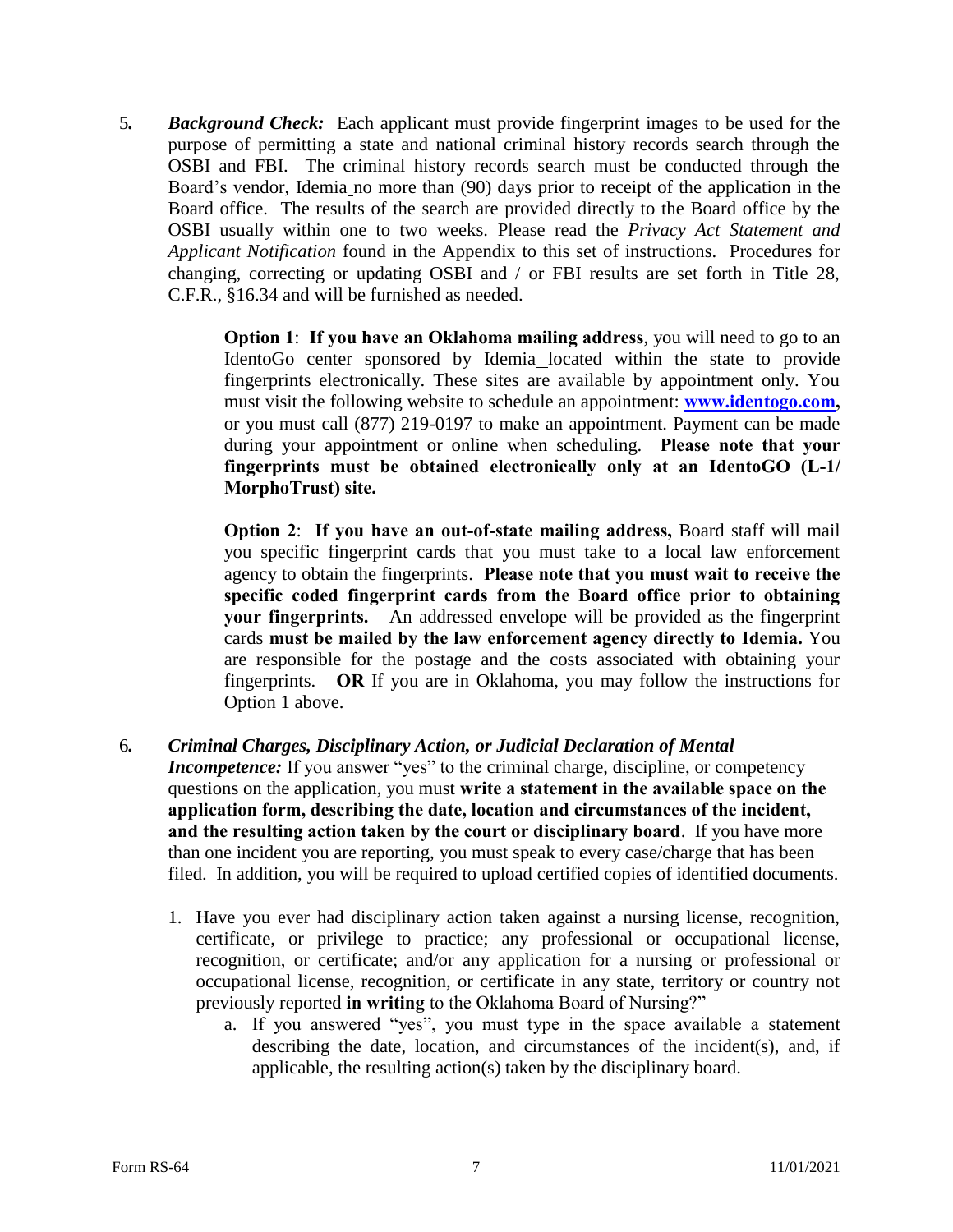5. ***Background Check:*** Each applicant must provide fingerprint images to be used for the purpose of permitting a state and national criminal history records search through the OSBI and FBI. The criminal history records search must be conducted through the Board's vendor, Idemia no more than (90) days prior to receipt of the application in the Board office. The results of the search are provided directly to the Board office by the OSBI usually within one to two weeks. Please read the *Privacy Act Statement and Applicant Notification* found in the Appendix to this set of instructions. Procedures for changing, correcting or updating OSBI and / or FBI results are set forth in Title 28, C.F.R., §16.34 and will be furnished as needed.

   **Option 1**: **If you have an Oklahoma mailing address**, you will need to go to an IdentoGo center sponsored by Idemia located within the state to provide fingerprints electronically. These sites are available by appointment only. You must visit the following website to schedule an appointment: **[www.identogo.com](http://www.identogo.com),** or you must call (877) 219-0197 to make an appointment. Payment can be made during your appointment or online when scheduling. **Please note that your fingerprints must be obtained electronically only at an IdentoGO (L-1/ MorphoTrust) site.**

   **Option 2**: **If you have an out-of-state mailing address,** Board staff will mail you specific fingerprint cards that you must take to a local law enforcement agency to obtain the fingerprints. **Please note that you must wait to receive the specific coded fingerprint cards from the Board office prior to obtaining your fingerprints.** An addressed envelope will be provided as the fingerprint cards **must be mailed by the law enforcement agency directly to Idemia.** You are responsible for the postage and the costs associated with obtaining your fingerprints. **OR** If you are in Oklahoma, you may follow the instructions for Option 1 above.

6. ***Criminal Charges, Disciplinary Action, or Judicial Declaration of Mental Incompetence:*** If you answer "yes" to the criminal charge, discipline, or competency questions on the application, you must **write a statement in the available space on the application form, describing the date, location and circumstances of the incident, and the resulting action taken by the court or disciplinary board**. If you have more than one incident you are reporting, you must speak to every case/charge that has been filed. In addition, you will be required to upload certified copies of identified documents.

   1. Have you ever had disciplinary action taken against a nursing license, recognition, certificate, or privilege to practice; any professional or occupational license, recognition, or certificate; and/or any application for a nursing or professional or occupational license, recognition, or certificate in any state, territory or country not previously reported **in writing** to the Oklahoma Board of Nursing?"
      a. If you answered "yes", you must type in the space available a statement describing the date, location, and circumstances of the incident(s), and, if applicable, the resulting action(s) taken by the disciplinary board.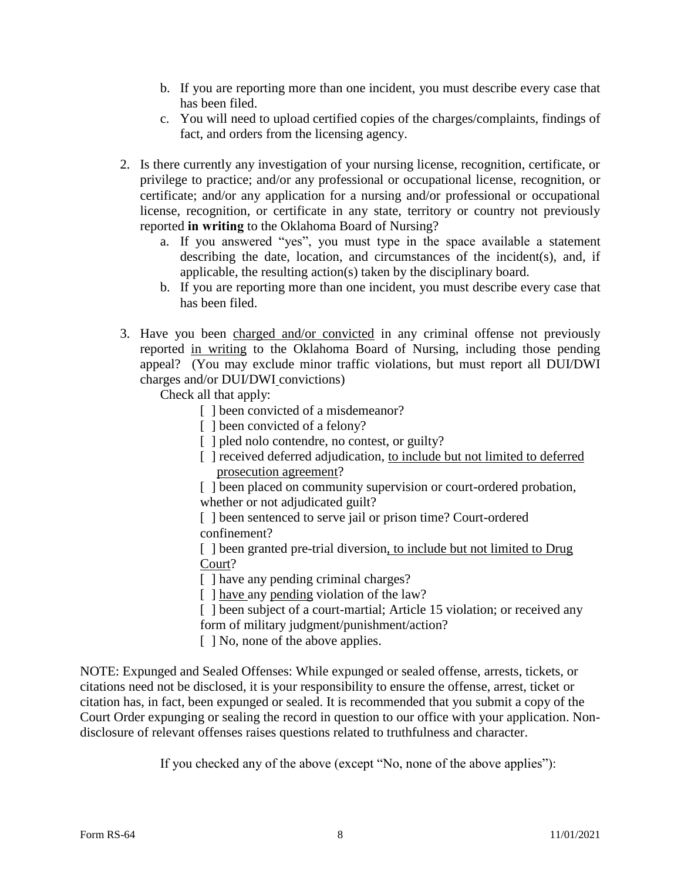b. If you are reporting more than one incident, you must describe every case that has been filed.
   c. You will need to upload certified copies of the charges/complaints, findings of fact, and orders from the licensing agency.

2. Is there currently any investigation of your nursing license, recognition, certificate, or privilege to practice; and/or any professional or occupational license, recognition, or certificate; and/or any application for a nursing and/or professional or occupational license, recognition, or certificate in any state, territory or country not previously reported **in writing** to the Oklahoma Board of Nursing?
   a. If you answered "yes", you must type in the space available a statement describing the date, location, and circumstances of the incident(s), and, if applicable, the resulting action(s) taken by the disciplinary board.
   b. If you are reporting more than one incident, you must describe every case that has been filed.

3. Have you been <u>charged and/or convicted</u> in any criminal offense not previously reported <u>in writing</u> to the Oklahoma Board of Nursing, including those pending appeal? (You may exclude minor traffic violations, but must report all DUI/DWI charges and/or DUI/DWI convictions)

   Check all that apply:

   [ ] been convicted of a misdemeanor?
   [ ] been convicted of a felony?
   [ ] pled nolo contendre, no contest, or guilty?
   [ ] received deferred adjudication, <u>to include but not limited to deferred prosecution agreement</u>?
   [ ] been placed on community supervision or court-ordered probation, whether or not adjudicated guilt?
   [ ] been sentenced to serve jail or prison time? Court-ordered confinement?
   [ ] been granted pre-trial diversion<u>, to include but not limited to Drug Court</u>?
   [ ] have any pending criminal charges?
   [ ] <u>have</u> any <u>pending</u> violation of the law?
   [ ] been subject of a court-martial; Article 15 violation; or received any form of military judgment/punishment/action?
   [ ] No, none of the above applies.

NOTE: Expunged and Sealed Offenses: While expunged or sealed offense, arrests, tickets, or citations need not be disclosed, it is your responsibility to ensure the offense, arrest, ticket or citation has, in fact, been expunged or sealed. It is recommended that you submit a copy of the Court Order expunging or sealing the record in question to our office with your application. Non-disclosure of relevant offenses raises questions related to truthfulness and character.

If you checked any of the above (except "No, none of the above applies"):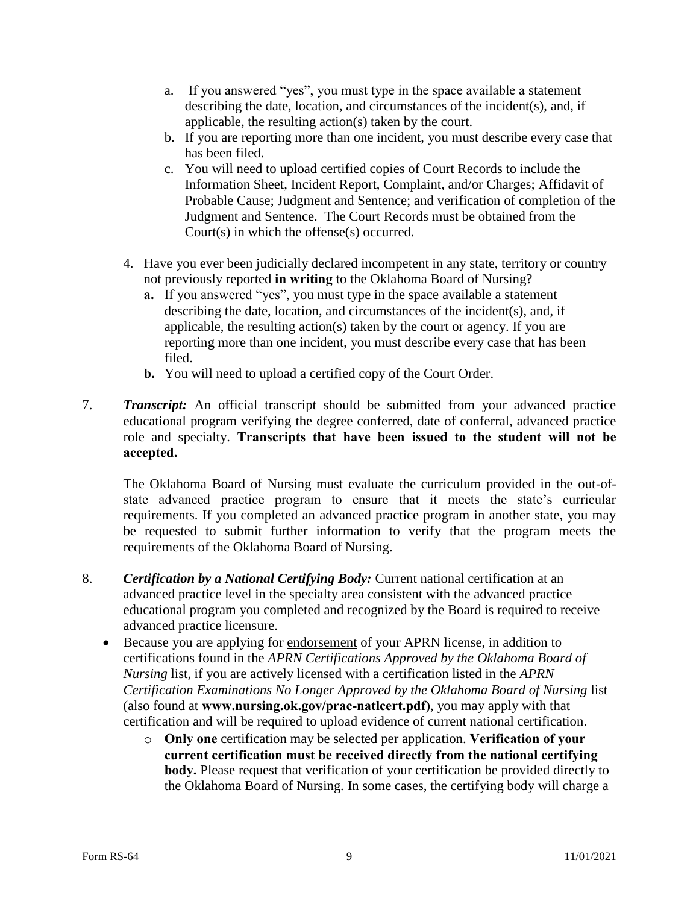a. If you answered "yes", you must type in the space available a statement describing the date, location, and circumstances of the incident(s), and, if applicable, the resulting action(s) taken by the court.
b. If you are reporting more than one incident, you must describe every case that has been filed.
c. You will need to upload certified copies of Court Records to include the Information Sheet, Incident Report, Complaint, and/or Charges; Affidavit of Probable Cause; Judgment and Sentence; and verification of completion of the Judgment and Sentence. The Court Records must be obtained from the Court(s) in which the offense(s) occurred.

4. Have you ever been judicially declared incompetent in any state, territory or country not previously reported **in writing** to the Oklahoma Board of Nursing?
   **a.** If you answered "yes", you must type in the space available a statement describing the date, location, and circumstances of the incident(s), and, if applicable, the resulting action(s) taken by the court or agency. If you are reporting more than one incident, you must describe every case that has been filed.
   **b.** You will need to upload a certified copy of the Court Order.

7. ***Transcript:*** An official transcript should be submitted from your advanced practice educational program verifying the degree conferred, date of conferral, advanced practice role and specialty. **Transcripts that have been issued to the student will not be accepted.**

   The Oklahoma Board of Nursing must evaluate the curriculum provided in the out-of-state advanced practice program to ensure that it meets the state's curricular requirements. If you completed an advanced practice program in another state, you may be requested to submit further information to verify that the program meets the requirements of the Oklahoma Board of Nursing.

8. ***Certification by a National Certifying Body:*** Current national certification at an advanced practice level in the specialty area consistent with the advanced practice educational program you completed and recognized by the Board is required to receive advanced practice licensure.
   - Because you are applying for endorsement of your APRN license, in addition to certifications found in the *APRN Certifications Approved by the Oklahoma Board of Nursing* list, if you are actively licensed with a certification listed in the *APRN Certification Examinations No Longer Approved by the Oklahoma Board of Nursing* list (also found at **www.nursing.ok.gov/prac-natlcert.pdf)**, you may apply with that certification and will be required to upload evidence of current national certification.
     - **Only one** certification may be selected per application. **Verification of your current certification must be received directly from the national certifying body.** Please request that verification of your certification be provided directly to the Oklahoma Board of Nursing. In some cases, the certifying body will charge a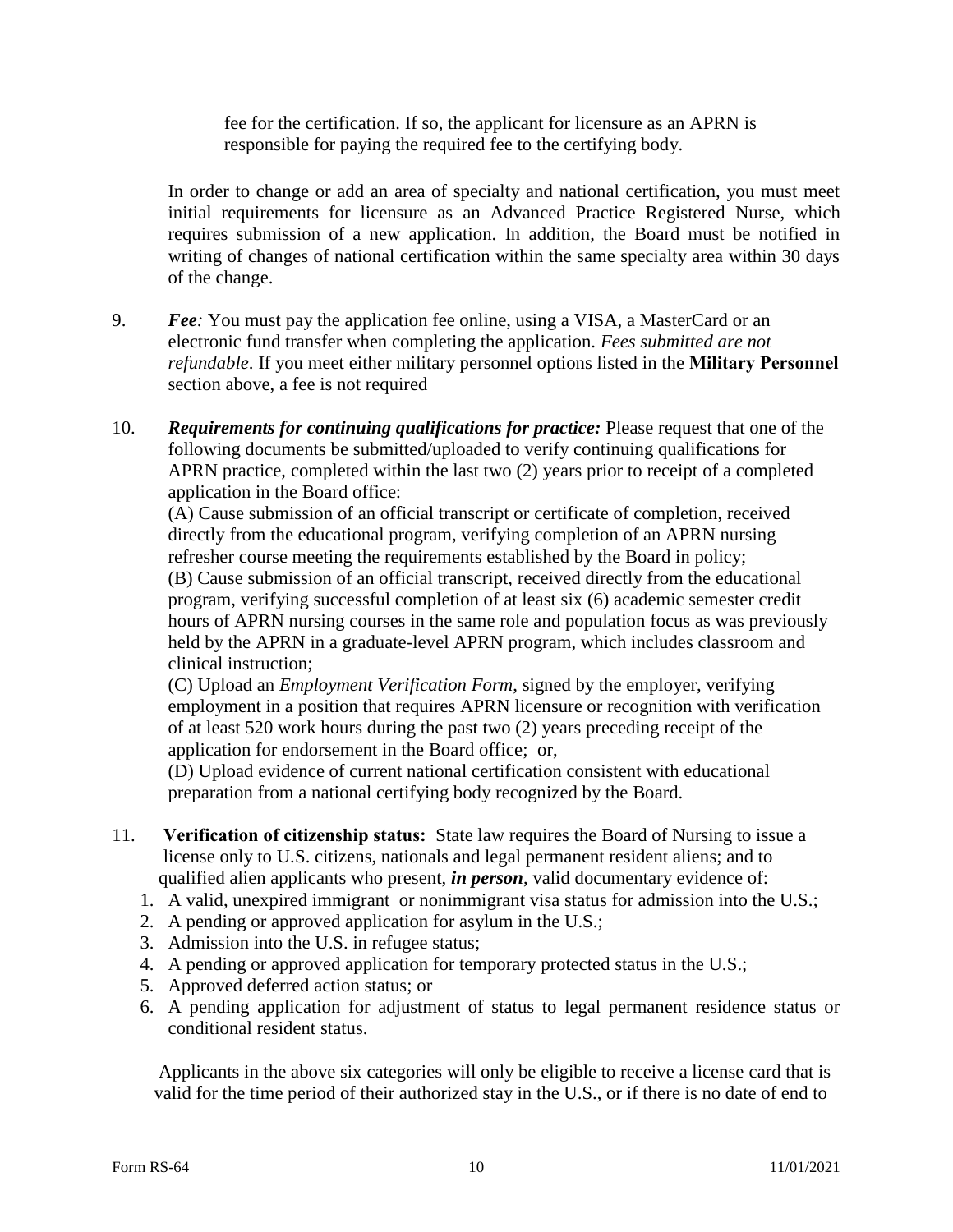fee for the certification. If so, the applicant for licensure as an APRN is responsible for paying the required fee to the certifying body.

In order to change or add an area of specialty and national certification, you must meet initial requirements for licensure as an Advanced Practice Registered Nurse, which requires submission of a new application. In addition, the Board must be notified in writing of changes of national certification within the same specialty area within 30 days of the change.

9. ***Fee:*** You must pay the application fee online, using a VISA, a MasterCard or an electronic fund transfer when completing the application. *Fees submitted are not refundable*. If you meet either military personnel options listed in the **Military Personnel** section above, a fee is not required

10. ***Requirements for continuing qualifications for practice:*** Please request that one of the following documents be submitted/uploaded to verify continuing qualifications for APRN practice, completed within the last two (2) years prior to receipt of a completed application in the Board office:
    (A) Cause submission of an official transcript or certificate of completion, received directly from the educational program, verifying completion of an APRN nursing refresher course meeting the requirements established by the Board in policy;
    (B) Cause submission of an official transcript, received directly from the educational program, verifying successful completion of at least six (6) academic semester credit hours of APRN nursing courses in the same role and population focus as was previously held by the APRN in a graduate-level APRN program, which includes classroom and clinical instruction;
    (C) Upload an *Employment Verification Form*, signed by the employer, verifying employment in a position that requires APRN licensure or recognition with verification of at least 520 work hours during the past two (2) years preceding receipt of the application for endorsement in the Board office; or,
    (D) Upload evidence of current national certification consistent with educational preparation from a national certifying body recognized by the Board.

11. **Verification of citizenship status:** State law requires the Board of Nursing to issue a license only to U.S. citizens, nationals and legal permanent resident aliens; and to qualified alien applicants who present, ***in person***, valid documentary evidence of:
    1. A valid, unexpired immigrant or nonimmigrant visa status for admission into the U.S.;
    2. A pending or approved application for asylum in the U.S.;
    3. Admission into the U.S. in refugee status;
    4. A pending or approved application for temporary protected status in the U.S.;
    5. Approved deferred action status; or
    6. A pending application for adjustment of status to legal permanent residence status or conditional resident status.

    Applicants in the above six categories will only be eligible to receive a license ~~card~~ that is valid for the time period of their authorized stay in the U.S., or if there is no date of end to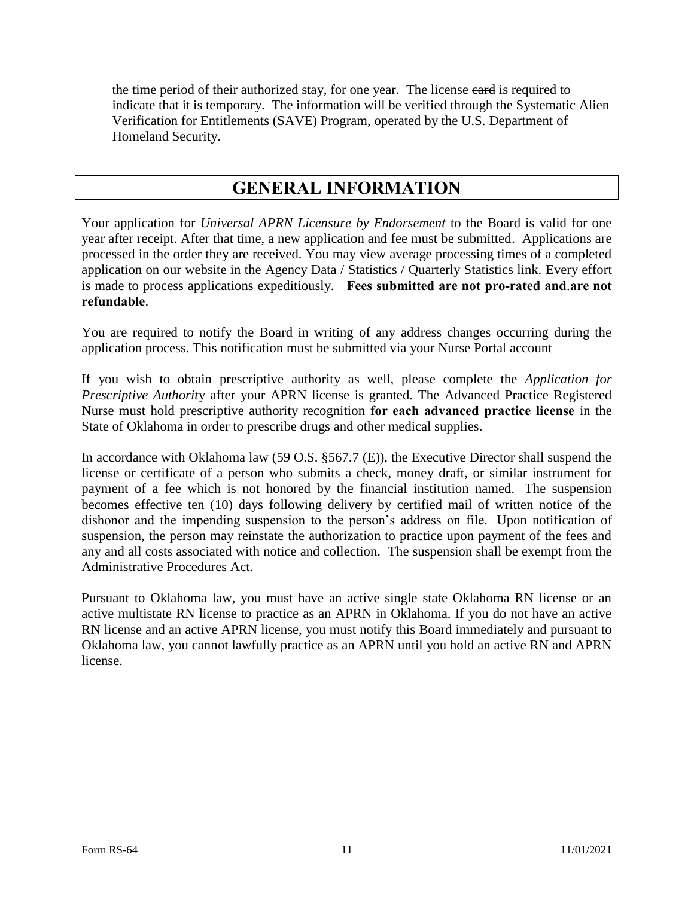the time period of their authorized stay, for one year. The license ~~card~~ is required to indicate that it is temporary. The information will be verified through the Systematic Alien Verification for Entitlements (SAVE) Program, operated by the U.S. Department of Homeland Security.

# GENERAL INFORMATION

Your application for *Universal APRN Licensure by Endorsement* to the Board is valid for one year after receipt. After that time, a new application and fee must be submitted. Applications are processed in the order they are received. You may view average processing times of a completed application on our website in the Agency Data / Statistics / Quarterly Statistics link. Every effort is made to process applications expeditiously. **Fees submitted are not pro-rated and.are not refundable**.

You are required to notify the Board in writing of any address changes occurring during the application process. This notification must be submitted via your Nurse Portal account

If you wish to obtain prescriptive authority as well, please complete the *Application for Prescriptive Authority* after your APRN license is granted. The Advanced Practice Registered Nurse must hold prescriptive authority recognition **for each advanced practice license** in the State of Oklahoma in order to prescribe drugs and other medical supplies.

In accordance with Oklahoma law (59 O.S. §567.7 (E)), the Executive Director shall suspend the license or certificate of a person who submits a check, money draft, or similar instrument for payment of a fee which is not honored by the financial institution named. The suspension becomes effective ten (10) days following delivery by certified mail of written notice of the dishonor and the impending suspension to the person's address on file. Upon notification of suspension, the person may reinstate the authorization to practice upon payment of the fees and any and all costs associated with notice and collection. The suspension shall be exempt from the Administrative Procedures Act.

Pursuant to Oklahoma law, you must have an active single state Oklahoma RN license or an active multistate RN license to practice as an APRN in Oklahoma. If you do not have an active RN license and an active APRN license, you must notify this Board immediately and pursuant to Oklahoma law, you cannot lawfully practice as an APRN until you hold an active RN and APRN license.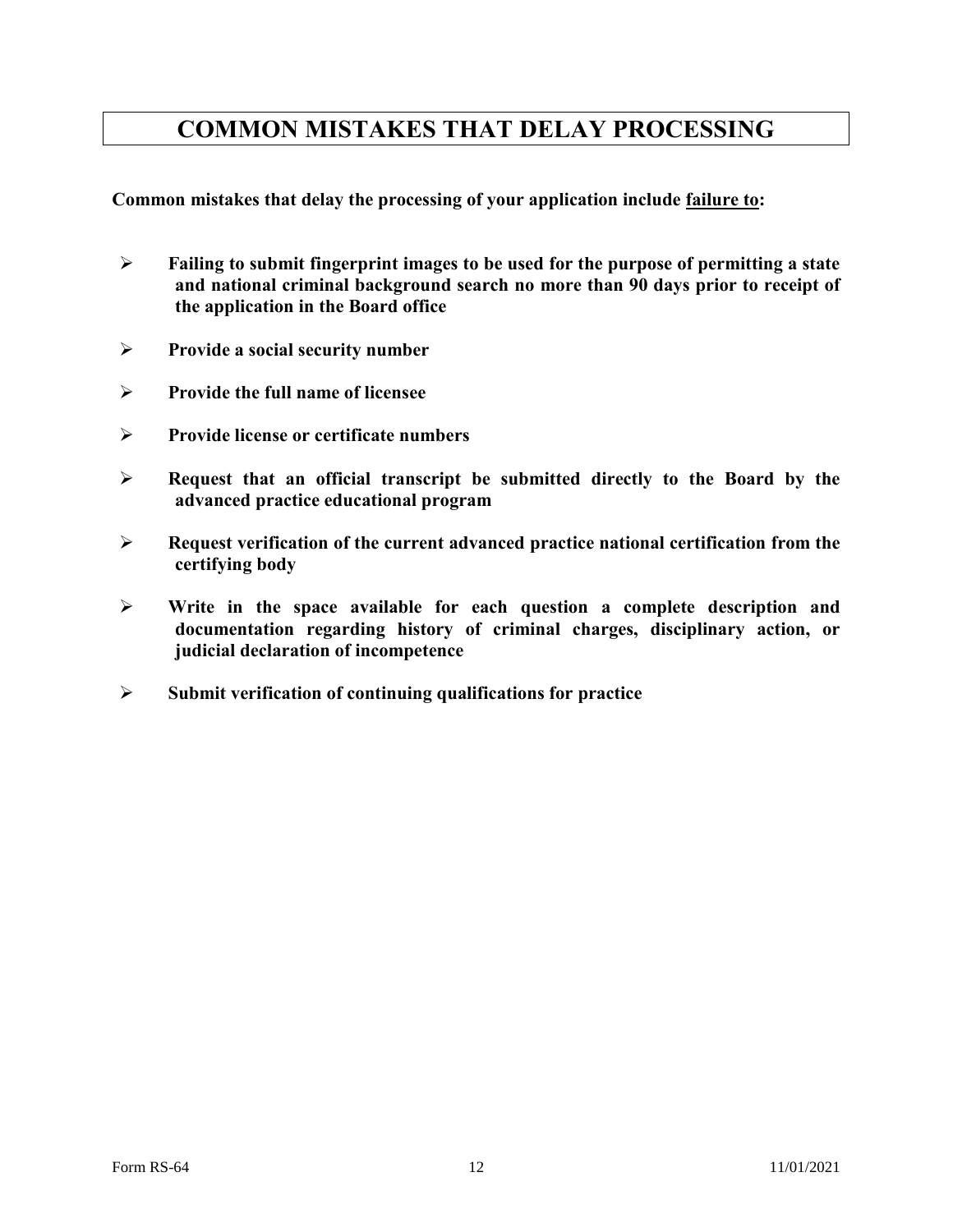# COMMON MISTAKES THAT DELAY PROCESSING

**Common mistakes that delay the processing of your application include failure to:**

- **Failing to submit fingerprint images to be used for the purpose of permitting a state and national criminal background search no more than 90 days prior to receipt of the application in the Board office**
- **Provide a social security number**
- **Provide the full name of licensee**
- **Provide license or certificate numbers**
- **Request that an official transcript be submitted directly to the Board by the advanced practice educational program**
- **Request verification of the current advanced practice national certification from the certifying body**
- **Write in the space available for each question a complete description and documentation regarding history of criminal charges, disciplinary action, or judicial declaration of incompetence**
- **Submit verification of continuing qualifications for practice**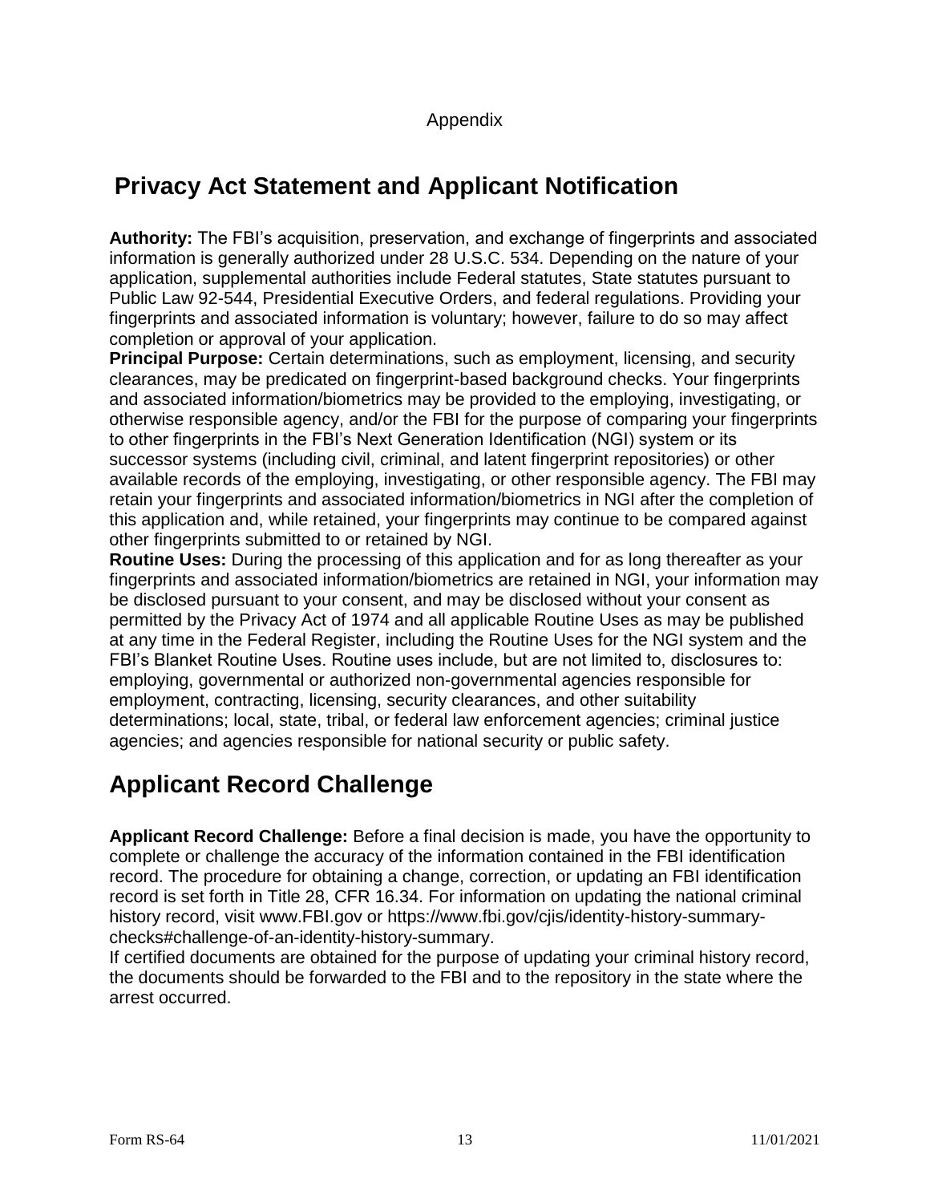Appendix

## Privacy Act Statement and Applicant Notification

**Authority:** The FBI's acquisition, preservation, and exchange of fingerprints and associated information is generally authorized under 28 U.S.C. 534. Depending on the nature of your application, supplemental authorities include Federal statutes, State statutes pursuant to Public Law 92-544, Presidential Executive Orders, and federal regulations. Providing your fingerprints and associated information is voluntary; however, failure to do so may affect completion or approval of your application.

**Principal Purpose:** Certain determinations, such as employment, licensing, and security clearances, may be predicated on fingerprint-based background checks. Your fingerprints and associated information/biometrics may be provided to the employing, investigating, or otherwise responsible agency, and/or the FBI for the purpose of comparing your fingerprints to other fingerprints in the FBI's Next Generation Identification (NGI) system or its successor systems (including civil, criminal, and latent fingerprint repositories) or other available records of the employing, investigating, or other responsible agency. The FBI may retain your fingerprints and associated information/biometrics in NGI after the completion of this application and, while retained, your fingerprints may continue to be compared against other fingerprints submitted to or retained by NGI.

**Routine Uses:** During the processing of this application and for as long thereafter as your fingerprints and associated information/biometrics are retained in NGI, your information may be disclosed pursuant to your consent, and may be disclosed without your consent as permitted by the Privacy Act of 1974 and all applicable Routine Uses as may be published at any time in the Federal Register, including the Routine Uses for the NGI system and the FBI's Blanket Routine Uses. Routine uses include, but are not limited to, disclosures to: employing, governmental or authorized non-governmental agencies responsible for employment, contracting, licensing, security clearances, and other suitability determinations; local, state, tribal, or federal law enforcement agencies; criminal justice agencies; and agencies responsible for national security or public safety.

## Applicant Record Challenge

**Applicant Record Challenge:** Before a final decision is made, you have the opportunity to complete or challenge the accuracy of the information contained in the FBI identification record. The procedure for obtaining a change, correction, or updating an FBI identification record is set forth in Title 28, CFR 16.34. For information on updating the national criminal history record, visit www.FBI.gov or https://www.fbi.gov/cjis/identity-history-summary-checks#challenge-of-an-identity-history-summary.

If certified documents are obtained for the purpose of updating your criminal history record, the documents should be forwarded to the FBI and to the repository in the state where the arrest occurred.